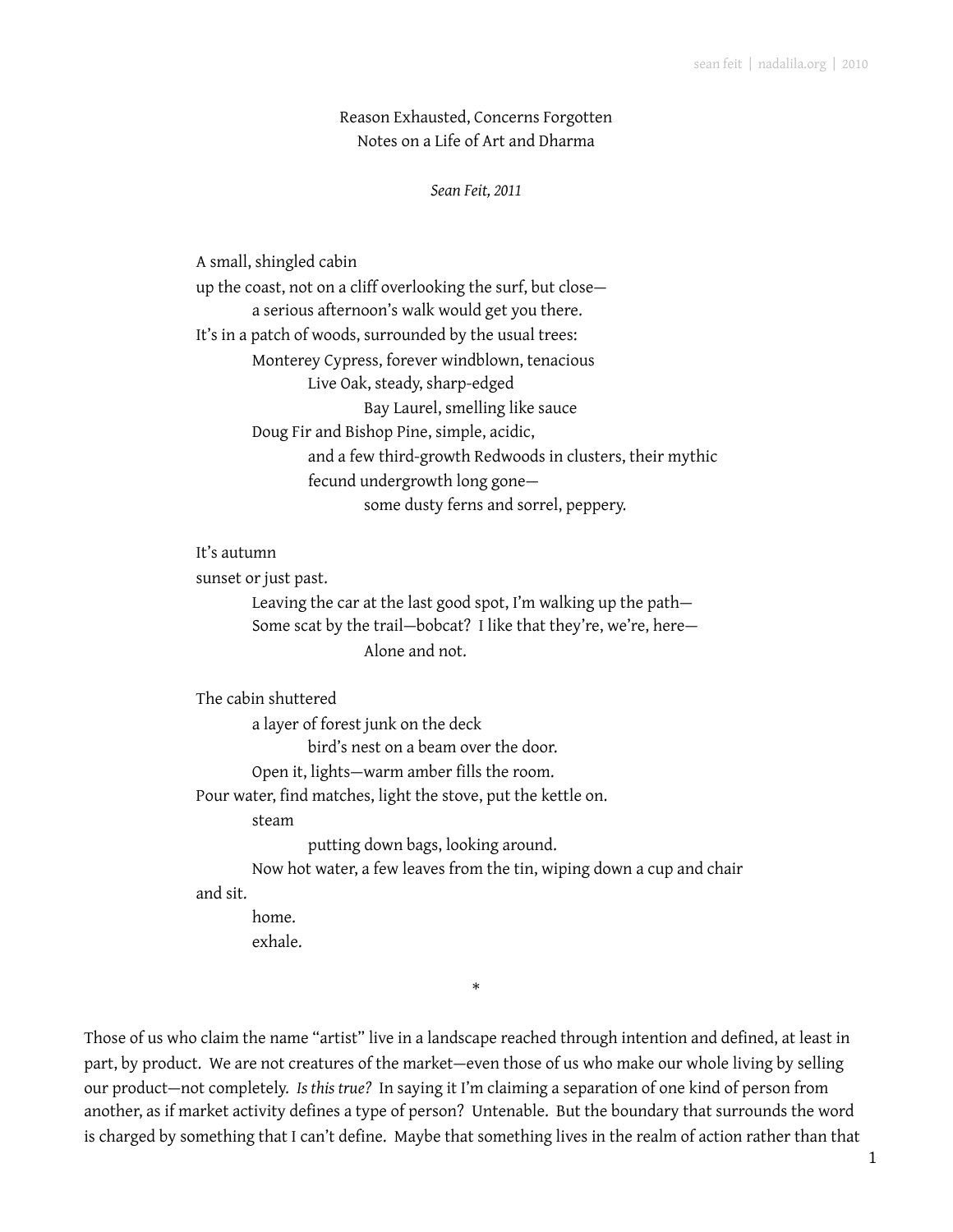# Reason Exhausted, Concerns Forgotten

## Notes on a Life of Art and Dharma

*Sean Feit, 2011*

A small, shingled cabin
up the coast, not on a cliff overlooking the surf, but close—
&emsp;&emsp;a serious afternoon's walk would get you there.
It's in a patch of woods, surrounded by the usual trees:
&emsp;&emsp;Monterey Cypress, forever windblown, tenacious
&emsp;&emsp;&emsp;&emsp;Live Oak, steady, sharp-edged
&emsp;&emsp;&emsp;&emsp;&emsp;&emsp;Bay Laurel, smelling like sauce
&emsp;&emsp;Doug Fir and Bishop Pine, simple, acidic,
&emsp;&emsp;&emsp;&emsp;and a few third-growth Redwoods in clusters, their mythic
&emsp;&emsp;&emsp;&emsp;fecund undergrowth long gone—
&emsp;&emsp;&emsp;&emsp;&emsp;&emsp;some dusty ferns and sorrel, peppery.

It's autumn
sunset or just past.
&emsp;&emsp;Leaving the car at the last good spot, I'm walking up the path—
&emsp;&emsp;Some scat by the trail—bobcat? I like that they're, we're, here—
&emsp;&emsp;&emsp;&emsp;&emsp;&emsp;Alone and not.

The cabin shuttered
&emsp;&emsp;a layer of forest junk on the deck
&emsp;&emsp;&emsp;&emsp;bird's nest on a beam over the door.
&emsp;&emsp;Open it, lights—warm amber fills the room.
Pour water, find matches, light the stove, put the kettle on.
&emsp;&emsp;steam
&emsp;&emsp;&emsp;&emsp;putting down bags, looking around.
&emsp;&emsp;Now hot water, a few leaves from the tin, wiping down a cup and chair
and sit.
&emsp;&emsp;home.
&emsp;&emsp;exhale.

*

Those of us who claim the name "artist" live in a landscape reached through intention and defined, at least in part, by product. We are not creatures of the market—even those of us who make our whole living by selling our product—not completely. *Is this true?* In saying it I'm claiming a separation of one kind of person from another, as if market activity defines a type of person? Untenable. But the boundary that surrounds the word is charged by something that I can't define. Maybe that something lives in the realm of action rather than that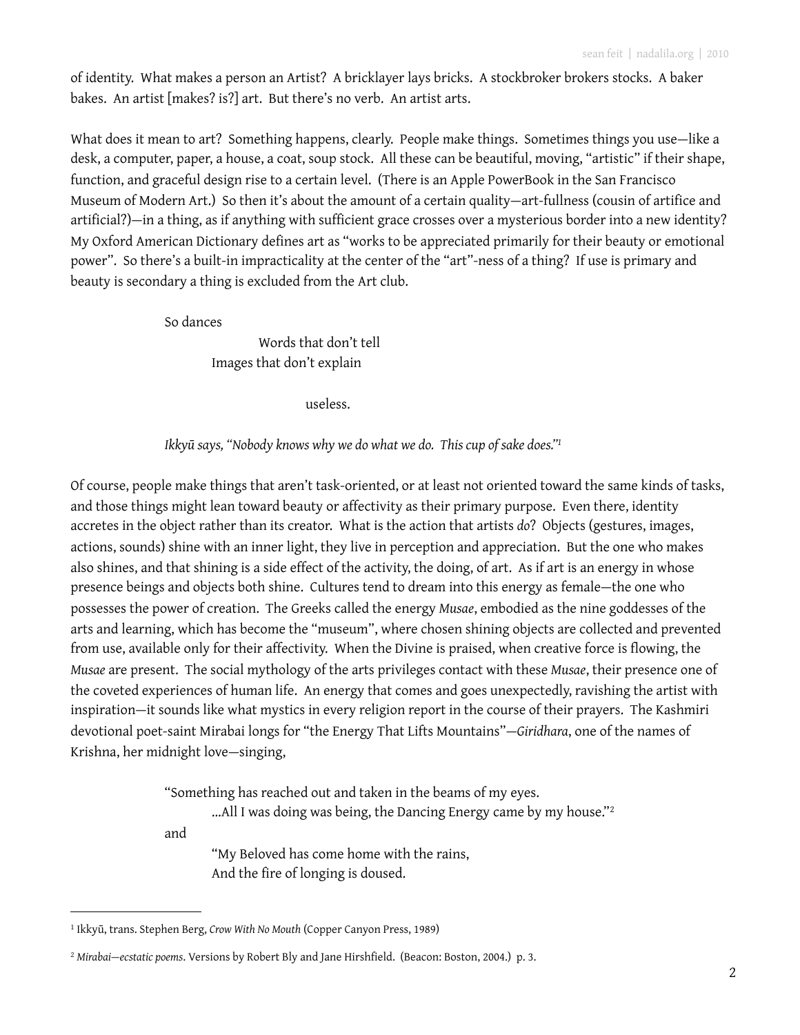of identity. What makes a person an Artist? A bricklayer lays bricks. A stockbroker brokers stocks. A baker bakes. An artist [makes? is?] art. But there's no verb. An artist arts.

What does it mean to art? Something happens, clearly. People make things. Sometimes things you use—like a desk, a computer, paper, a house, a coat, soup stock. All these can be beautiful, moving, "artistic" if their shape, function, and graceful design rise to a certain level. (There is an Apple PowerBook in the San Francisco Museum of Modern Art.) So then it's about the amount of a certain quality—art-fullness (cousin of artifice and artificial?)—in a thing, as if anything with sufficient grace crosses over a mysterious border into a new identity? My Oxford American Dictionary defines art as "works to be appreciated primarily for their beauty or emotional power". So there's a built-in impracticality at the center of the "art"-ness of a thing? If use is primary and beauty is secondary a thing is excluded from the Art club.

> So dances
>
> Words that don't tell
> Images that don't explain
>
> useless.
>
> *Ikkyū says, "Nobody knows why we do what we do. This cup of sake does."*[1]

Of course, people make things that aren't task-oriented, or at least not oriented toward the same kinds of tasks, and those things might lean toward beauty or affectivity as their primary purpose. Even there, identity accretes in the object rather than its creator. What is the action that artists *do*? Objects (gestures, images, actions, sounds) shine with an inner light, they live in perception and appreciation. But the one who makes also shines, and that shining is a side effect of the activity, the doing, of art. As if art is an energy in whose presence beings and objects both shine. Cultures tend to dream into this energy as female—the one who possesses the power of creation. The Greeks called the energy *Musae*, embodied as the nine goddesses of the arts and learning, which has become the "museum", where chosen shining objects are collected and prevented from use, available only for their affectivity. When the Divine is praised, when creative force is flowing, the *Musae* are present. The social mythology of the arts privileges contact with these *Musae*, their presence one of the coveted experiences of human life. An energy that comes and goes unexpectedly, ravishing the artist with inspiration—it sounds like what mystics in every religion report in the course of their prayers. The Kashmiri devotional poet-saint Mirabai longs for "the Energy That Lifts Mountains"—*Giridhara*, one of the names of Krishna, her midnight love—singing,

> "Something has reached out and taken in the beams of my eyes.
> ...All I was doing was being, the Dancing Energy came by my house."[2]
>
> and
>
> "My Beloved has come home with the rains,
> And the fire of longing is doused.

---

[1] Ikkyū, trans. Stephen Berg, *Crow With No Mouth* (Copper Canyon Press, 1989)

[2] *Mirabai—ecstatic poems*. Versions by Robert Bly and Jane Hirshfield. (Beacon: Boston, 2004.) p. 3.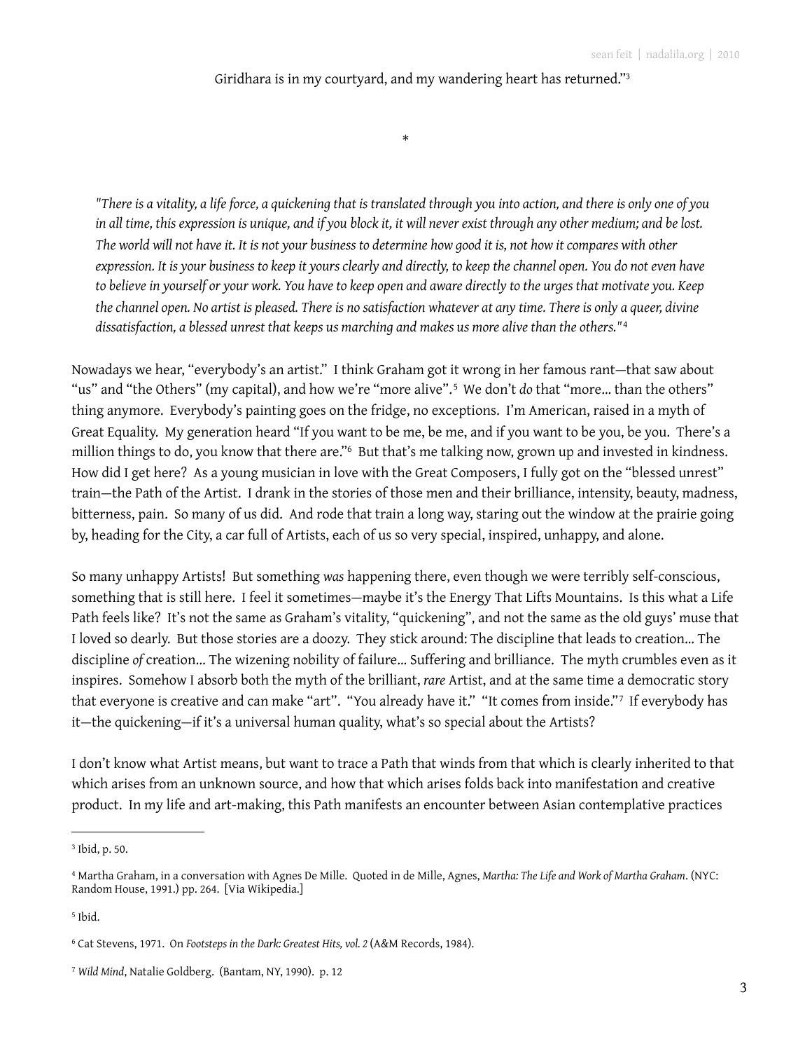Giridhara is in my courtyard, and my wandering heart has returned."[3]

*

*"There is a vitality, a life force, a quickening that is translated through you into action, and there is only one of you in all time, this expression is unique, and if you block it, it will never exist through any other medium; and be lost. The world will not have it. It is not your business to determine how good it is, not how it compares with other expression. It is your business to keep it yours clearly and directly, to keep the channel open. You do not even have to believe in yourself or your work. You have to keep open and aware directly to the urges that motivate you. Keep the channel open. No artist is pleased. There is no satisfaction whatever at any time. There is only a queer, divine dissatisfaction, a blessed unrest that keeps us marching and makes us more alive than the others."*[4]

Nowadays we hear, "everybody's an artist." I think Graham got it wrong in her famous rant—that saw about "us" and "the Others" (my capital), and how we're "more alive".[5] We don't *do* that "more... than the others" thing anymore. Everybody's painting goes on the fridge, no exceptions. I'm American, raised in a myth of Great Equality. My generation heard "If you want to be me, be me, and if you want to be you, be you. There's a million things to do, you know that there are."[6] But that's me talking now, grown up and invested in kindness. How did I get here? As a young musician in love with the Great Composers, I fully got on the "blessed unrest" train—the Path of the Artist. I drank in the stories of those men and their brilliance, intensity, beauty, madness, bitterness, pain. So many of us did. And rode that train a long way, staring out the window at the prairie going by, heading for the City, a car full of Artists, each of us so very special, inspired, unhappy, and alone.

So many unhappy Artists! But something *was* happening there, even though we were terribly self-conscious, something that is still here. I feel it sometimes—maybe it's the Energy That Lifts Mountains. Is this what a Life Path feels like? It's not the same as Graham's vitality, "quickening", and not the same as the old guys' muse that I loved so dearly. But those stories are a doozy. They stick around: The discipline that leads to creation... The discipline *of* creation... The wizening nobility of failure... Suffering and brilliance. The myth crumbles even as it inspires. Somehow I absorb both the myth of the brilliant, *rare* Artist, and at the same time a democratic story that everyone is creative and can make "art". "You already have it." "It comes from inside."[7] If everybody has it—the quickening—if it's a universal human quality, what's so special about the Artists?

I don't know what Artist means, but want to trace a Path that winds from that which is clearly inherited to that which arises from an unknown source, and how that which arises folds back into manifestation and creative product. In my life and art-making, this Path manifests an encounter between Asian contemplative practices

---

[3] Ibid, p. 50.

[4] Martha Graham, in a conversation with Agnes De Mille. Quoted in de Mille, Agnes, *Martha: The Life and Work of Martha Graham*. (NYC: Random House, 1991.) pp. 264. [Via Wikipedia.]

[5] Ibid.

[6] Cat Stevens, 1971. On *Footsteps in the Dark: Greatest Hits, vol. 2* (A&M Records, 1984).

[7] *Wild Mind*, Natalie Goldberg. (Bantam, NY, 1990). p. 12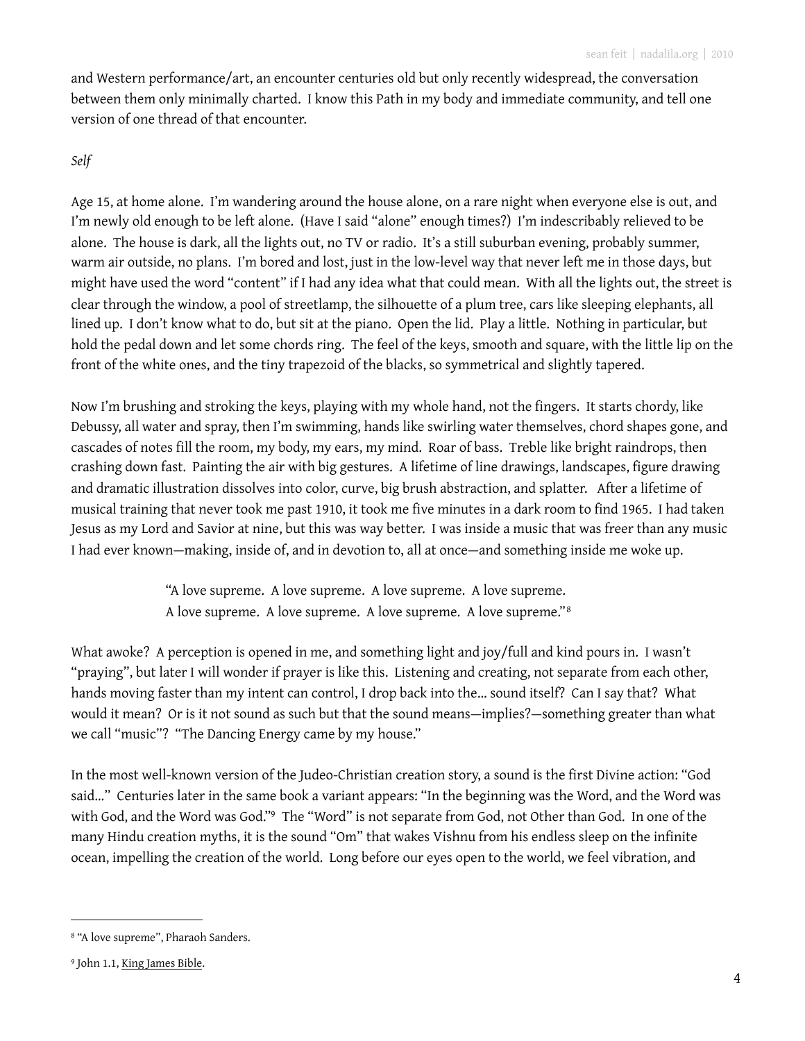and Western performance/art, an encounter centuries old but only recently widespread, the conversation between them only minimally charted. I know this Path in my body and immediate community, and tell one version of one thread of that encounter.

*Self*

Age 15, at home alone. I'm wandering around the house alone, on a rare night when everyone else is out, and I'm newly old enough to be left alone. (Have I said "alone" enough times?) I'm indescribably relieved to be alone. The house is dark, all the lights out, no TV or radio. It's a still suburban evening, probably summer, warm air outside, no plans. I'm bored and lost, just in the low-level way that never left me in those days, but might have used the word "content" if I had any idea what that could mean. With all the lights out, the street is clear through the window, a pool of streetlamp, the silhouette of a plum tree, cars like sleeping elephants, all lined up. I don't know what to do, but sit at the piano. Open the lid. Play a little. Nothing in particular, but hold the pedal down and let some chords ring. The feel of the keys, smooth and square, with the little lip on the front of the white ones, and the tiny trapezoid of the blacks, so symmetrical and slightly tapered.

Now I'm brushing and stroking the keys, playing with my whole hand, not the fingers. It starts chordy, like Debussy, all water and spray, then I'm swimming, hands like swirling water themselves, chord shapes gone, and cascades of notes fill the room, my body, my ears, my mind. Roar of bass. Treble like bright raindrops, then crashing down fast. Painting the air with big gestures. A lifetime of line drawings, landscapes, figure drawing and dramatic illustration dissolves into color, curve, big brush abstraction, and splatter. After a lifetime of musical training that never took me past 1910, it took me five minutes in a dark room to find 1965. I had taken Jesus as my Lord and Savior at nine, but this was way better. I was inside a music that was freer than any music I had ever known—making, inside of, and in devotion to, all at once—and something inside me woke up.

> "A love supreme. A love supreme. A love supreme. A love supreme.
> A love supreme. A love supreme. A love supreme. A love supreme."[8]

What awoke? A perception is opened in me, and something light and joy/full and kind pours in. I wasn't "praying", but later I will wonder if prayer is like this. Listening and creating, not separate from each other, hands moving faster than my intent can control, I drop back into the... sound itself? Can I say that? What would it mean? Or is it not sound as such but that the sound means—implies?—something greater than what we call "music"? "The Dancing Energy came by my house."

In the most well-known version of the Judeo-Christian creation story, a sound is the first Divine action: "God said..." Centuries later in the same book a variant appears: "In the beginning was the Word, and the Word was with God, and the Word was God."[9] The "Word" is not separate from God, not Other than God. In one of the many Hindu creation myths, it is the sound "Om" that wakes Vishnu from his endless sleep on the infinite ocean, impelling the creation of the world. Long before our eyes open to the world, we feel vibration, and

---

[8] "A love supreme", Pharaoh Sanders.

[9] John 1.1, King James Bible.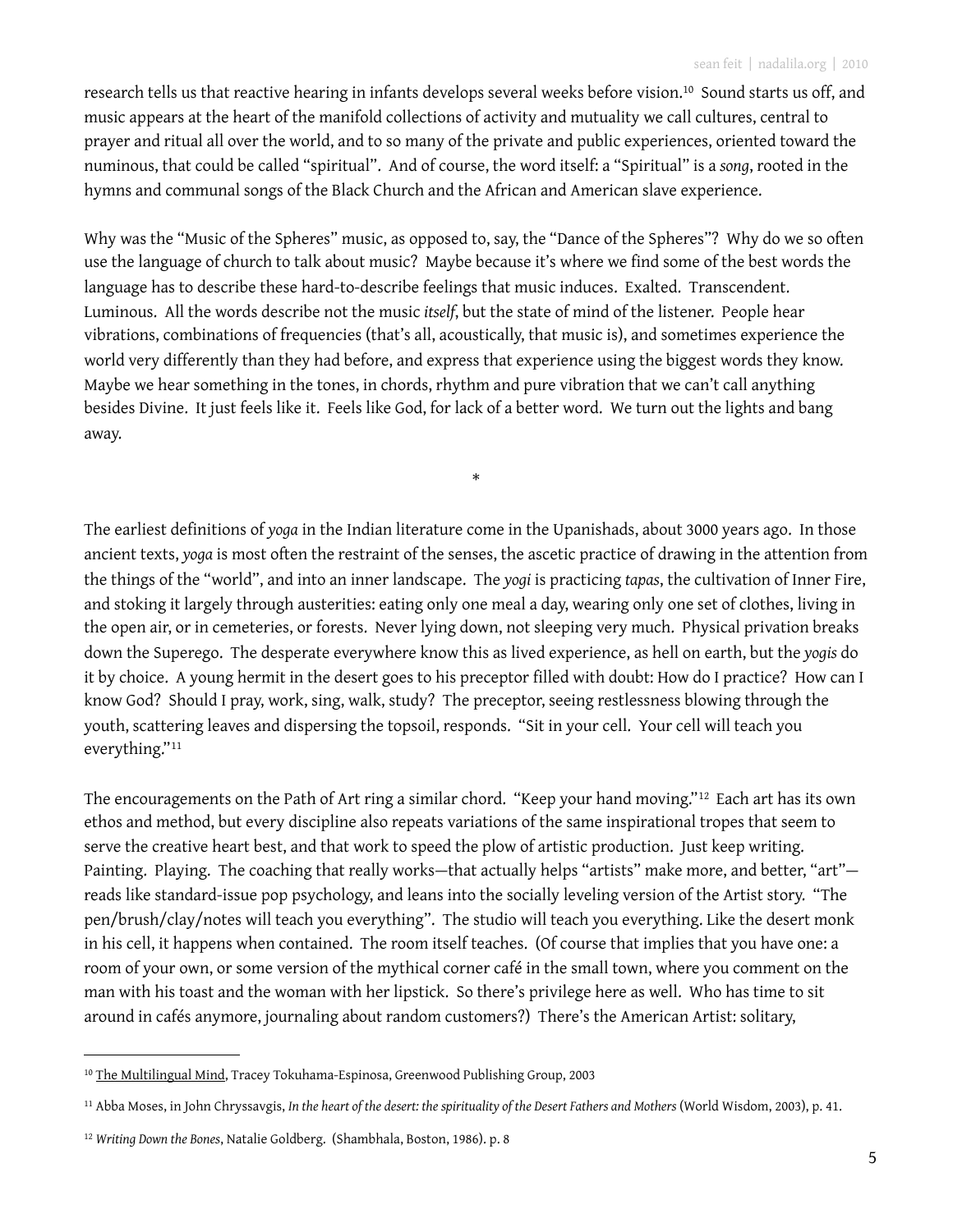research tells us that reactive hearing in infants develops several weeks before vision.[10] Sound starts us off, and music appears at the heart of the manifold collections of activity and mutuality we call cultures, central to prayer and ritual all over the world, and to so many of the private and public experiences, oriented toward the numinous, that could be called "spiritual". And of course, the word itself: a "Spiritual" is a *song*, rooted in the hymns and communal songs of the Black Church and the African and American slave experience.

Why was the "Music of the Spheres" music, as opposed to, say, the "Dance of the Spheres"? Why do we so often use the language of church to talk about music? Maybe because it's where we find some of the best words the language has to describe these hard-to-describe feelings that music induces. Exalted. Transcendent. Luminous. All the words describe not the music *itself*, but the state of mind of the listener. People hear vibrations, combinations of frequencies (that's all, acoustically, that music is), and sometimes experience the world very differently than they had before, and express that experience using the biggest words they know. Maybe we hear something in the tones, in chords, rhythm and pure vibration that we can't call anything besides Divine. It just feels like it. Feels like God, for lack of a better word. We turn out the lights and bang away.

*

The earliest definitions of *yoga* in the Indian literature come in the Upanishads, about 3000 years ago. In those ancient texts, *yoga* is most often the restraint of the senses, the ascetic practice of drawing in the attention from the things of the "world", and into an inner landscape. The *yogi* is practicing *tapas*, the cultivation of Inner Fire, and stoking it largely through austerities: eating only one meal a day, wearing only one set of clothes, living in the open air, or in cemeteries, or forests. Never lying down, not sleeping very much. Physical privation breaks down the Superego. The desperate everywhere know this as lived experience, as hell on earth, but the *yogis* do it by choice. A young hermit in the desert goes to his preceptor filled with doubt: How do I practice? How can I know God? Should I pray, work, sing, walk, study? The preceptor, seeing restlessness blowing through the youth, scattering leaves and dispersing the topsoil, responds. "Sit in your cell. Your cell will teach you everything."[11]

The encouragements on the Path of Art ring a similar chord. "Keep your hand moving."[12] Each art has its own ethos and method, but every discipline also repeats variations of the same inspirational tropes that seem to serve the creative heart best, and that work to speed the plow of artistic production. Just keep writing. Painting. Playing. The coaching that really works—that actually helps "artists" make more, and better, "art"—reads like standard-issue pop psychology, and leans into the socially leveling version of the Artist story. "The pen/brush/clay/notes will teach you everything". The studio will teach you everything. Like the desert monk in his cell, it happens when contained. The room itself teaches. (Of course that implies that you have one: a room of your own, or some version of the mythical corner café in the small town, where you comment on the man with his toast and the woman with her lipstick. So there's privilege here as well. Who has time to sit around in cafés anymore, journaling about random customers?) There's the American Artist: solitary,

---

[10] The Multilingual Mind, Tracey Tokuhama-Espinosa, Greenwood Publishing Group, 2003

[11] Abba Moses, in John Chryssavgis, *In the heart of the desert: the spirituality of the Desert Fathers and Mothers* (World Wisdom, 2003), p. 41.

[12] *Writing Down the Bones*, Natalie Goldberg. (Shambhala, Boston, 1986). p. 8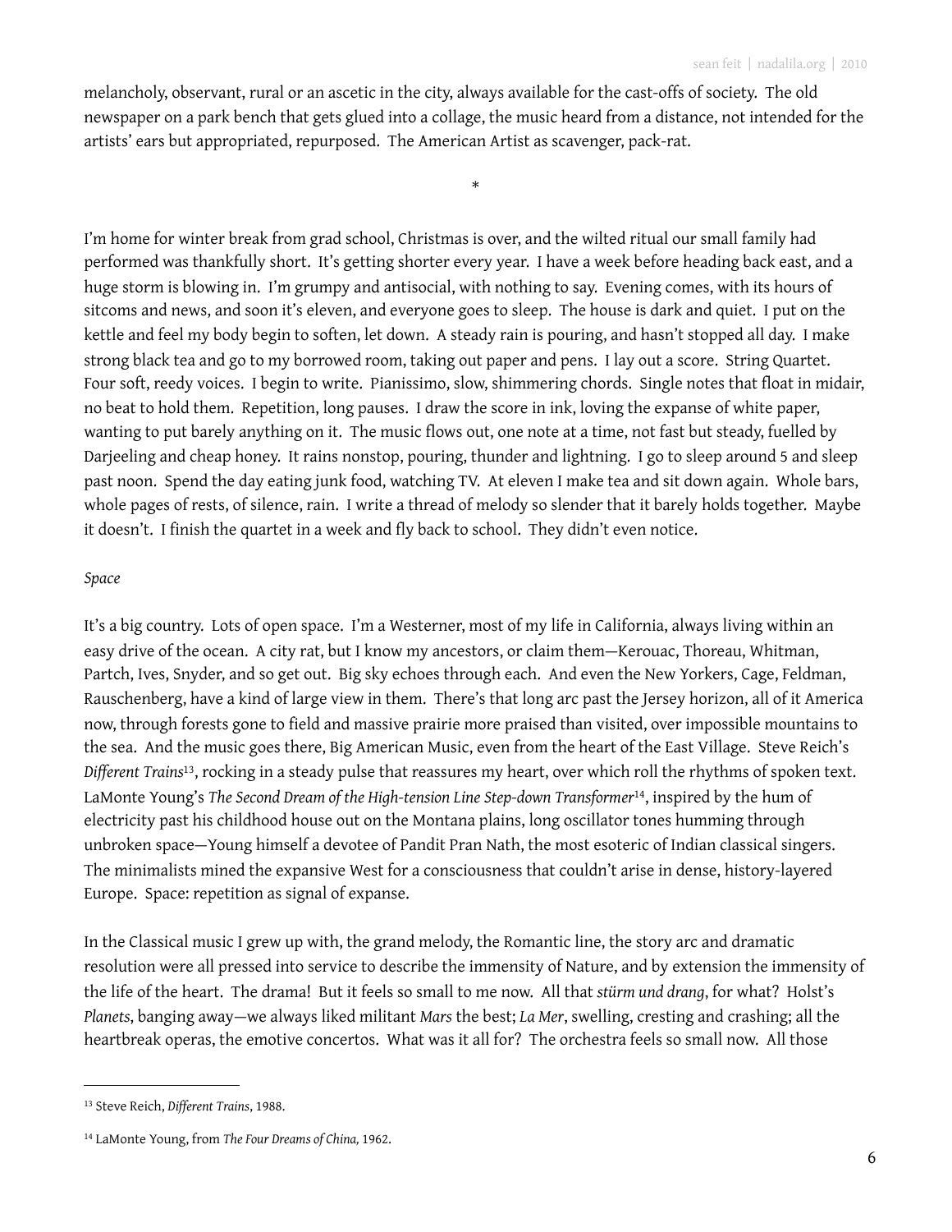melancholy, observant, rural or an ascetic in the city, always available for the cast-offs of society. The old newspaper on a park bench that gets glued into a collage, the music heard from a distance, not intended for the artists' ears but appropriated, repurposed. The American Artist as scavenger, pack-rat.

*

I'm home for winter break from grad school, Christmas is over, and the wilted ritual our small family had performed was thankfully short. It's getting shorter every year. I have a week before heading back east, and a huge storm is blowing in. I'm grumpy and antisocial, with nothing to say. Evening comes, with its hours of sitcoms and news, and soon it's eleven, and everyone goes to sleep. The house is dark and quiet. I put on the kettle and feel my body begin to soften, let down. A steady rain is pouring, and hasn't stopped all day. I make strong black tea and go to my borrowed room, taking out paper and pens. I lay out a score. String Quartet. Four soft, reedy voices. I begin to write. Pianissimo, slow, shimmering chords. Single notes that float in midair, no beat to hold them. Repetition, long pauses. I draw the score in ink, loving the expanse of white paper, wanting to put barely anything on it. The music flows out, one note at a time, not fast but steady, fuelled by Darjeeling and cheap honey. It rains nonstop, pouring, thunder and lightning. I go to sleep around 5 and sleep past noon. Spend the day eating junk food, watching TV. At eleven I make tea and sit down again. Whole bars, whole pages of rests, of silence, rain. I write a thread of melody so slender that it barely holds together. Maybe it doesn't. I finish the quartet in a week and fly back to school. They didn't even notice.

*Space*

It's a big country. Lots of open space. I'm a Westerner, most of my life in California, always living within an easy drive of the ocean. A city rat, but I know my ancestors, or claim them—Kerouac, Thoreau, Whitman, Partch, Ives, Snyder, and so get out. Big sky echoes through each. And even the New Yorkers, Cage, Feldman, Rauschenberg, have a kind of large view in them. There's that long arc past the Jersey horizon, all of it America now, through forests gone to field and massive prairie more praised than visited, over impossible mountains to the sea. And the music goes there, Big American Music, even from the heart of the East Village. Steve Reich's *Different Trains*[13], rocking in a steady pulse that reassures my heart, over which roll the rhythms of spoken text. LaMonte Young's *The Second Dream of the High-tension Line Step-down Transformer*[14], inspired by the hum of electricity past his childhood house out on the Montana plains, long oscillator tones humming through unbroken space—Young himself a devotee of Pandit Pran Nath, the most esoteric of Indian classical singers. The minimalists mined the expansive West for a consciousness that couldn't arise in dense, history-layered Europe. Space: repetition as signal of expanse.

In the Classical music I grew up with, the grand melody, the Romantic line, the story arc and dramatic resolution were all pressed into service to describe the immensity of Nature, and by extension the immensity of the life of the heart. The drama! But it feels so small to me now. All that *stürm und drang*, for what? Holst's *Planets*, banging away—we always liked militant *Mars* the best; *La Mer*, swelling, cresting and crashing; all the heartbreak operas, the emotive concertos. What was it all for? The orchestra feels so small now. All those

---

[13] Steve Reich, *Different Trains*, 1988.

[14] LaMonte Young, from *The Four Dreams of China,* 1962.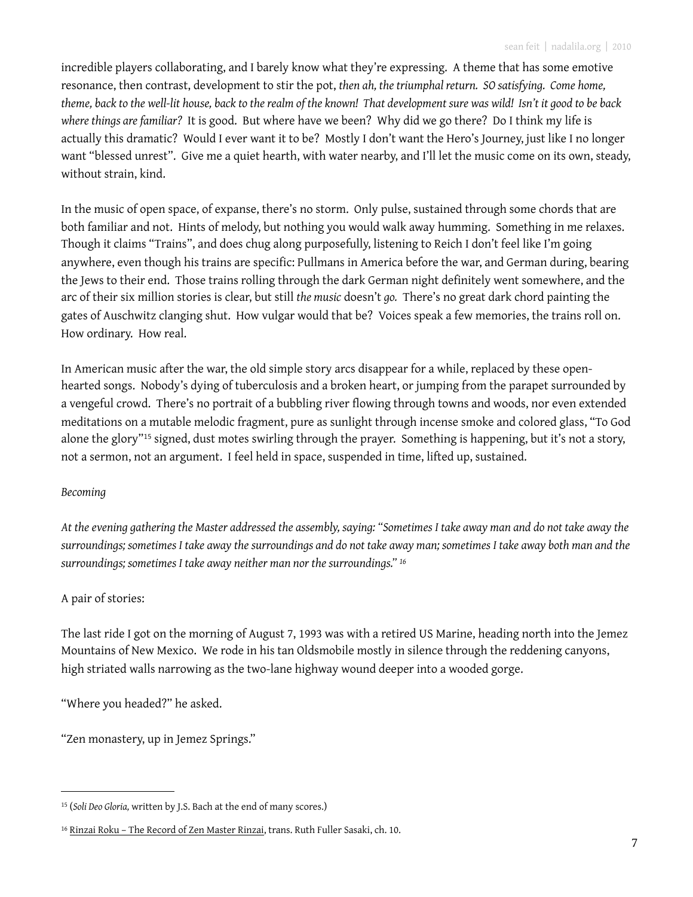incredible players collaborating, and I barely know what they're expressing. A theme that has some emotive resonance, then contrast, development to stir the pot, *then ah, the triumphal return. SO satisfying. Come home, theme, back to the well-lit house, back to the realm of the known! That development sure was wild! Isn't it good to be back where things are familiar?* It is good. But where have we been? Why did we go there? Do I think my life is actually this dramatic? Would I ever want it to be? Mostly I don't want the Hero's Journey, just like I no longer want "blessed unrest". Give me a quiet hearth, with water nearby, and I'll let the music come on its own, steady, without strain, kind.

In the music of open space, of expanse, there's no storm. Only pulse, sustained through some chords that are both familiar and not. Hints of melody, but nothing you would walk away humming. Something in me relaxes. Though it claims "Trains", and does chug along purposefully, listening to Reich I don't feel like I'm going anywhere, even though his trains are specific: Pullmans in America before the war, and German during, bearing the Jews to their end. Those trains rolling through the dark German night definitely went somewhere, and the arc of their six million stories is clear, but still *the music* doesn't *go.* There's no great dark chord painting the gates of Auschwitz clanging shut. How vulgar would that be? Voices speak a few memories, the trains roll on. How ordinary. How real.

In American music after the war, the old simple story arcs disappear for a while, replaced by these open-hearted songs. Nobody's dying of tuberculosis and a broken heart, or jumping from the parapet surrounded by a vengeful crowd. There's no portrait of a bubbling river flowing through towns and woods, nor even extended meditations on a mutable melodic fragment, pure as sunlight through incense smoke and colored glass, "To God alone the glory"[15] signed, dust motes swirling through the prayer. Something is happening, but it's not a story, not a sermon, not an argument. I feel held in space, suspended in time, lifted up, sustained.

*Becoming*

*At the evening gathering the Master addressed the assembly, saying: "Sometimes I take away man and do not take away the surroundings; sometimes I take away the surroundings and do not take away man; sometimes I take away both man and the surroundings; sometimes I take away neither man nor the surroundings."* [16]

A pair of stories:

The last ride I got on the morning of August 7, 1993 was with a retired US Marine, heading north into the Jemez Mountains of New Mexico. We rode in his tan Oldsmobile mostly in silence through the reddening canyons, high striated walls narrowing as the two-lane highway wound deeper into a wooded gorge.

"Where you headed?" he asked.

"Zen monastery, up in Jemez Springs."

---

[15] (*Soli Deo Gloria,* written by J.S. Bach at the end of many scores.)

[16] Rinzai Roku – The Record of Zen Master Rinzai, trans. Ruth Fuller Sasaki, ch. 10.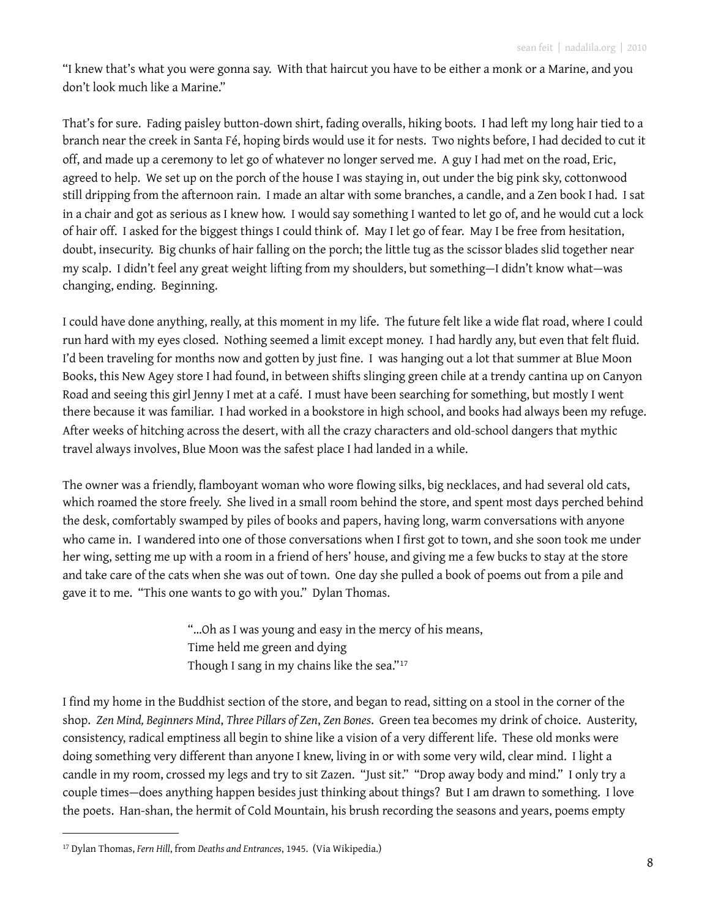"I knew that's what you were gonna say. With that haircut you have to be either a monk or a Marine, and you don't look much like a Marine."

That's for sure. Fading paisley button-down shirt, fading overalls, hiking boots. I had left my long hair tied to a branch near the creek in Santa Fé, hoping birds would use it for nests. Two nights before, I had decided to cut it off, and made up a ceremony to let go of whatever no longer served me. A guy I had met on the road, Eric, agreed to help. We set up on the porch of the house I was staying in, out under the big pink sky, cottonwood still dripping from the afternoon rain. I made an altar with some branches, a candle, and a Zen book I had. I sat in a chair and got as serious as I knew how. I would say something I wanted to let go of, and he would cut a lock of hair off. I asked for the biggest things I could think of. May I let go of fear. May I be free from hesitation, doubt, insecurity. Big chunks of hair falling on the porch; the little tug as the scissor blades slid together near my scalp. I didn't feel any great weight lifting from my shoulders, but something—I didn't know what—was changing, ending. Beginning.

I could have done anything, really, at this moment in my life. The future felt like a wide flat road, where I could run hard with my eyes closed. Nothing seemed a limit except money. I had hardly any, but even that felt fluid. I'd been traveling for months now and gotten by just fine. I was hanging out a lot that summer at Blue Moon Books, this New Agey store I had found, in between shifts slinging green chile at a trendy cantina up on Canyon Road and seeing this girl Jenny I met at a café. I must have been searching for something, but mostly I went there because it was familiar. I had worked in a bookstore in high school, and books had always been my refuge. After weeks of hitching across the desert, with all the crazy characters and old-school dangers that mythic travel always involves, Blue Moon was the safest place I had landed in a while.

The owner was a friendly, flamboyant woman who wore flowing silks, big necklaces, and had several old cats, which roamed the store freely. She lived in a small room behind the store, and spent most days perched behind the desk, comfortably swamped by piles of books and papers, having long, warm conversations with anyone who came in. I wandered into one of those conversations when I first got to town, and she soon took me under her wing, setting me up with a room in a friend of hers' house, and giving me a few bucks to stay at the store and take care of the cats when she was out of town. One day she pulled a book of poems out from a pile and gave it to me. "This one wants to go with you." Dylan Thomas.

> "...Oh as I was young and easy in the mercy of his means,
> Time held me green and dying
> Though I sang in my chains like the sea."[17]

I find my home in the Buddhist section of the store, and began to read, sitting on a stool in the corner of the shop. *Zen Mind, Beginners Mind*, *Three Pillars of Zen*, *Zen Bones*. Green tea becomes my drink of choice. Austerity, consistency, radical emptiness all begin to shine like a vision of a very different life. These old monks were doing something very different than anyone I knew, living in or with some very wild, clear mind. I light a candle in my room, crossed my legs and try to sit Zazen. "Just sit." "Drop away body and mind." I only try a couple times—does anything happen besides just thinking about things? But I am drawn to something. I love the poets. Han-shan, the hermit of Cold Mountain, his brush recording the seasons and years, poems empty

---

[17] Dylan Thomas, *Fern Hill*, from *Deaths and Entrances*, 1945. (Via Wikipedia.)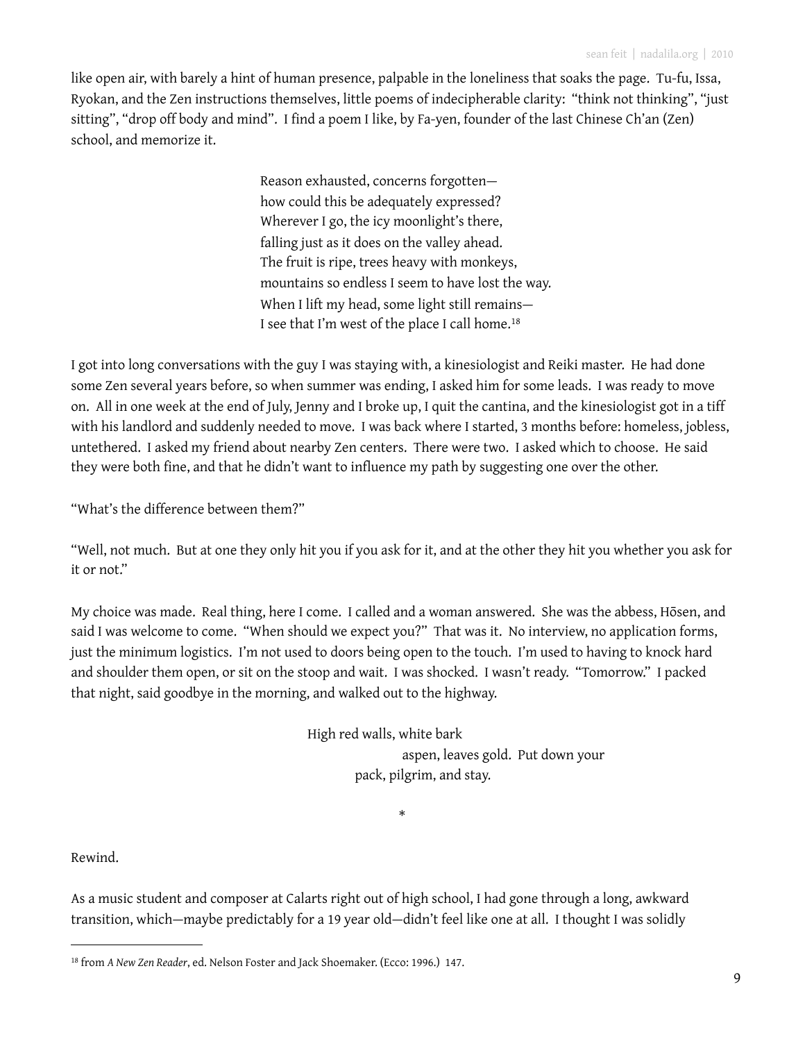like open air, with barely a hint of human presence, palpable in the loneliness that soaks the page. Tu-fu, Issa, Ryokan, and the Zen instructions themselves, little poems of indecipherable clarity: "think not thinking", "just sitting", "drop off body and mind". I find a poem I like, by Fa-yen, founder of the last Chinese Ch'an (Zen) school, and memorize it.

> Reason exhausted, concerns forgotten—  
> how could this be adequately expressed?  
> Wherever I go, the icy moonlight's there,  
> falling just as it does on the valley ahead.  
> The fruit is ripe, trees heavy with monkeys,  
> mountains so endless I seem to have lost the way.  
> When I lift my head, some light still remains—  
> I see that I'm west of the place I call home.[18]

I got into long conversations with the guy I was staying with, a kinesiologist and Reiki master. He had done some Zen several years before, so when summer was ending, I asked him for some leads. I was ready to move on. All in one week at the end of July, Jenny and I broke up, I quit the cantina, and the kinesiologist got in a tiff with his landlord and suddenly needed to move. I was back where I started, 3 months before: homeless, jobless, untethered. I asked my friend about nearby Zen centers. There were two. I asked which to choose. He said they were both fine, and that he didn't want to influence my path by suggesting one over the other.

"What's the difference between them?"

"Well, not much. But at one they only hit you if you ask for it, and at the other they hit you whether you ask for it or not."

My choice was made. Real thing, here I come. I called and a woman answered. She was the abbess, Hōsen, and said I was welcome to come. "When should we expect you?" That was it. No interview, no application forms, just the minimum logistics. I'm not used to doors being open to the touch. I'm used to having to knock hard and shoulder them open, or sit on the stoop and wait. I was shocked. I wasn't ready. "Tomorrow." I packed that night, said goodbye in the morning, and walked out to the highway.

> High red walls, white bark  
> aspen, leaves gold. Put down your  
> pack, pilgrim, and stay.

*

Rewind.

As a music student and composer at Calarts right out of high school, I had gone through a long, awkward transition, which—maybe predictably for a 19 year old—didn't feel like one at all. I thought I was solidly

---

[18] from *A New Zen Reader*, ed. Nelson Foster and Jack Shoemaker. (Ecco: 1996.) 147.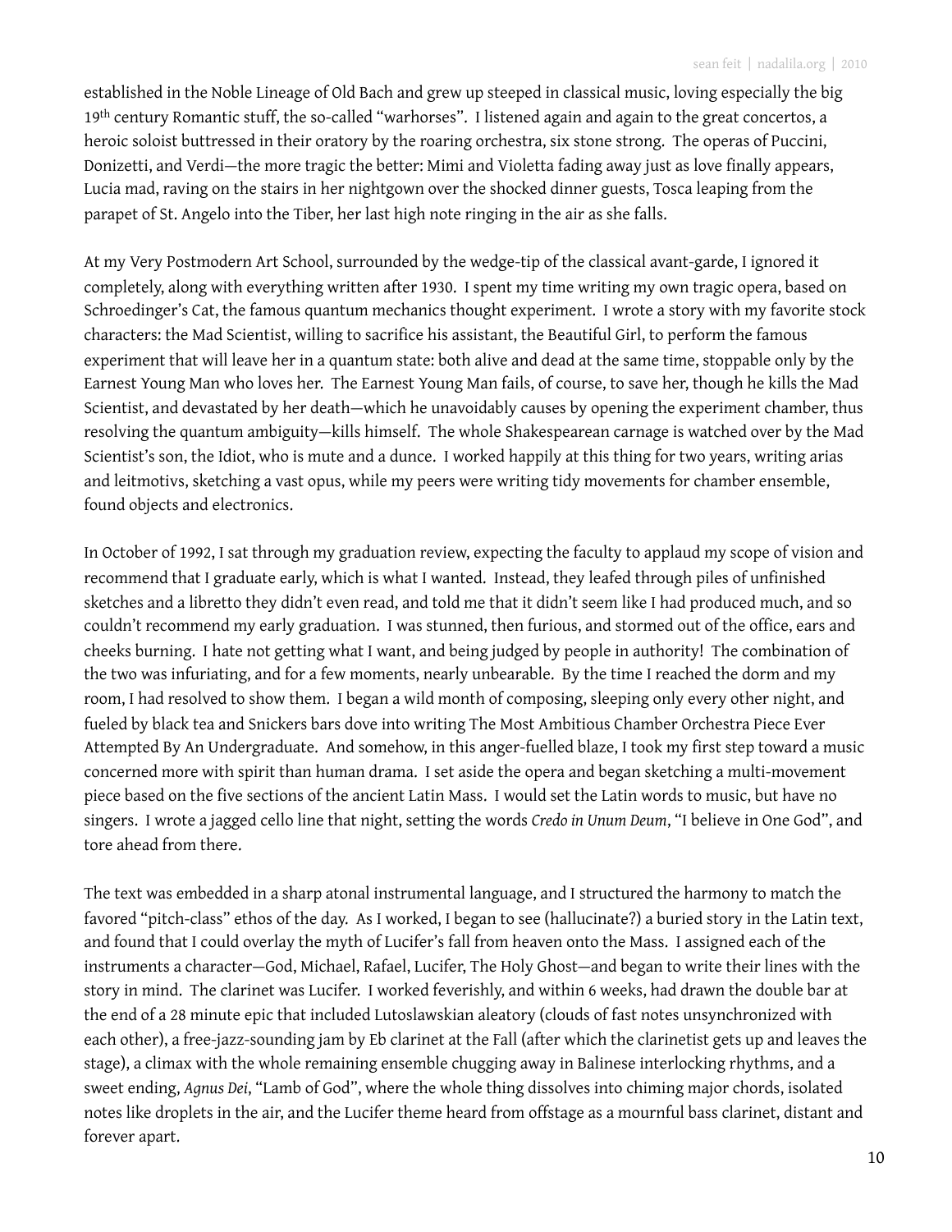established in the Noble Lineage of Old Bach and grew up steeped in classical music, loving especially the big 19th century Romantic stuff, the so-called "warhorses". I listened again and again to the great concertos, a heroic soloist buttressed in their oratory by the roaring orchestra, six stone strong. The operas of Puccini, Donizetti, and Verdi—the more tragic the better: Mimi and Violetta fading away just as love finally appears, Lucia mad, raving on the stairs in her nightgown over the shocked dinner guests, Tosca leaping from the parapet of St. Angelo into the Tiber, her last high note ringing in the air as she falls.

At my Very Postmodern Art School, surrounded by the wedge-tip of the classical avant-garde, I ignored it completely, along with everything written after 1930. I spent my time writing my own tragic opera, based on Schroedinger's Cat, the famous quantum mechanics thought experiment. I wrote a story with my favorite stock characters: the Mad Scientist, willing to sacrifice his assistant, the Beautiful Girl, to perform the famous experiment that will leave her in a quantum state: both alive and dead at the same time, stoppable only by the Earnest Young Man who loves her. The Earnest Young Man fails, of course, to save her, though he kills the Mad Scientist, and devastated by her death—which he unavoidably causes by opening the experiment chamber, thus resolving the quantum ambiguity—kills himself. The whole Shakespearean carnage is watched over by the Mad Scientist's son, the Idiot, who is mute and a dunce. I worked happily at this thing for two years, writing arias and leitmotivs, sketching a vast opus, while my peers were writing tidy movements for chamber ensemble, found objects and electronics.

In October of 1992, I sat through my graduation review, expecting the faculty to applaud my scope of vision and recommend that I graduate early, which is what I wanted. Instead, they leafed through piles of unfinished sketches and a libretto they didn't even read, and told me that it didn't seem like I had produced much, and so couldn't recommend my early graduation. I was stunned, then furious, and stormed out of the office, ears and cheeks burning. I hate not getting what I want, and being judged by people in authority! The combination of the two was infuriating, and for a few moments, nearly unbearable. By the time I reached the dorm and my room, I had resolved to show them. I began a wild month of composing, sleeping only every other night, and fueled by black tea and Snickers bars dove into writing The Most Ambitious Chamber Orchestra Piece Ever Attempted By An Undergraduate. And somehow, in this anger-fuelled blaze, I took my first step toward a music concerned more with spirit than human drama. I set aside the opera and began sketching a multi-movement piece based on the five sections of the ancient Latin Mass. I would set the Latin words to music, but have no singers. I wrote a jagged cello line that night, setting the words *Credo in Unum Deum*, "I believe in One God", and tore ahead from there.

The text was embedded in a sharp atonal instrumental language, and I structured the harmony to match the favored "pitch-class" ethos of the day. As I worked, I began to see (hallucinate?) a buried story in the Latin text, and found that I could overlay the myth of Lucifer's fall from heaven onto the Mass. I assigned each of the instruments a character—God, Michael, Rafael, Lucifer, The Holy Ghost—and began to write their lines with the story in mind. The clarinet was Lucifer. I worked feverishly, and within 6 weeks, had drawn the double bar at the end of a 28 minute epic that included Lutoslawskian aleatory (clouds of fast notes unsynchronized with each other), a free-jazz-sounding jam by Eb clarinet at the Fall (after which the clarinetist gets up and leaves the stage), a climax with the whole remaining ensemble chugging away in Balinese interlocking rhythms, and a sweet ending, *Agnus Dei*, "Lamb of God", where the whole thing dissolves into chiming major chords, isolated notes like droplets in the air, and the Lucifer theme heard from offstage as a mournful bass clarinet, distant and forever apart.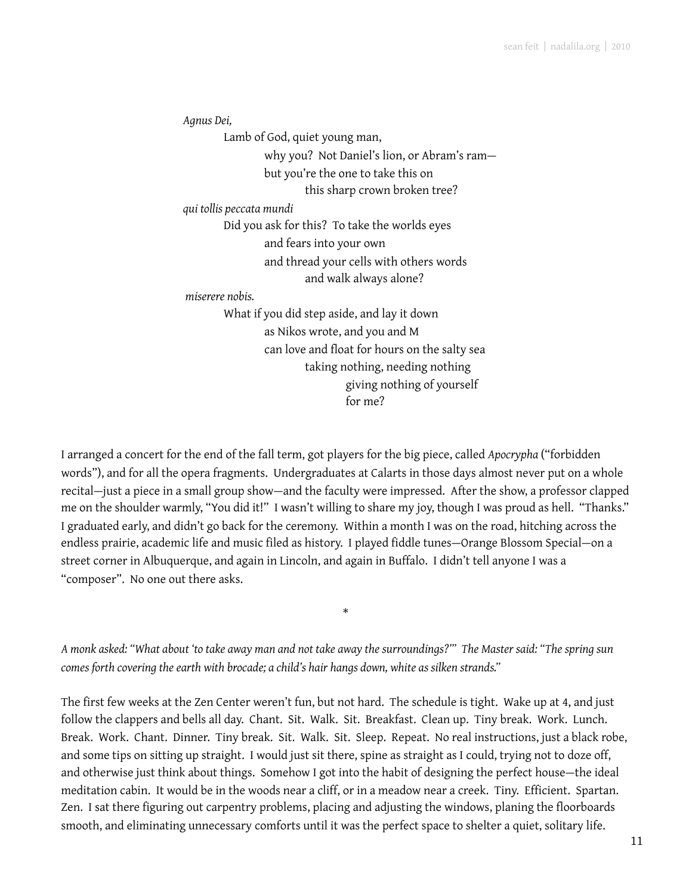*Agnus Dei,*  
Lamb of God, quiet young man,  
why you?  Not Daniel's lion, or Abram's ram—  
but you're the one to take this on  
this sharp crown broken tree?  
*qui tollis peccata mundi*  
Did you ask for this?  To take the worlds eyes  
and fears into your own  
and thread your cells with others words  
and walk always alone?  
*miserere nobis.*  
What if you did step aside, and lay it down  
as Nikos wrote, and you and M  
can love and float for hours on the salty sea  
taking nothing, needing nothing  
giving nothing of yourself  
for me?

I arranged a concert for the end of the fall term, got players for the big piece, called *Apocrypha* ("forbidden words"), and for all the opera fragments.  Undergraduates at Calarts in those days almost never put on a whole recital—just a piece in a small group show—and the faculty were impressed.  After the show, a professor clapped me on the shoulder warmly, "You did it!"  I wasn't willing to share my joy, though I was proud as hell.  "Thanks." I graduated early, and didn't go back for the ceremony.  Within a month I was on the road, hitching across the endless prairie, academic life and music filed as history.  I played fiddle tunes—Orange Blossom Special—on a street corner in Albuquerque, and again in Lincoln, and again in Buffalo.  I didn't tell anyone I was a "composer".  No one out there asks.

*

*A monk asked: "What about 'to take away man and not take away the surroundings?'"  The Master said: "The spring sun comes forth covering the earth with brocade; a child's hair hangs down, white as silken strands."*

The first few weeks at the Zen Center weren't fun, but not hard.  The schedule is tight.  Wake up at 4, and just follow the clappers and bells all day.  Chant.  Sit.  Walk.  Sit.  Breakfast.  Clean up.  Tiny break.  Work.  Lunch.  Break.  Work.  Chant.  Dinner.  Tiny break.  Sit.  Walk.  Sit.  Sleep.  Repeat.  No real instructions, just a black robe, and some tips on sitting up straight.  I would just sit there, spine as straight as I could, trying not to doze off, and otherwise just think about things.  Somehow I got into the habit of designing the perfect house—the ideal meditation cabin.  It would be in the woods near a cliff, or in a meadow near a creek.  Tiny.  Efficient.  Spartan.  Zen.  I sat there figuring out carpentry problems, placing and adjusting the windows, planing the floorboards smooth, and eliminating unnecessary comforts until it was the perfect space to shelter a quiet, solitary life.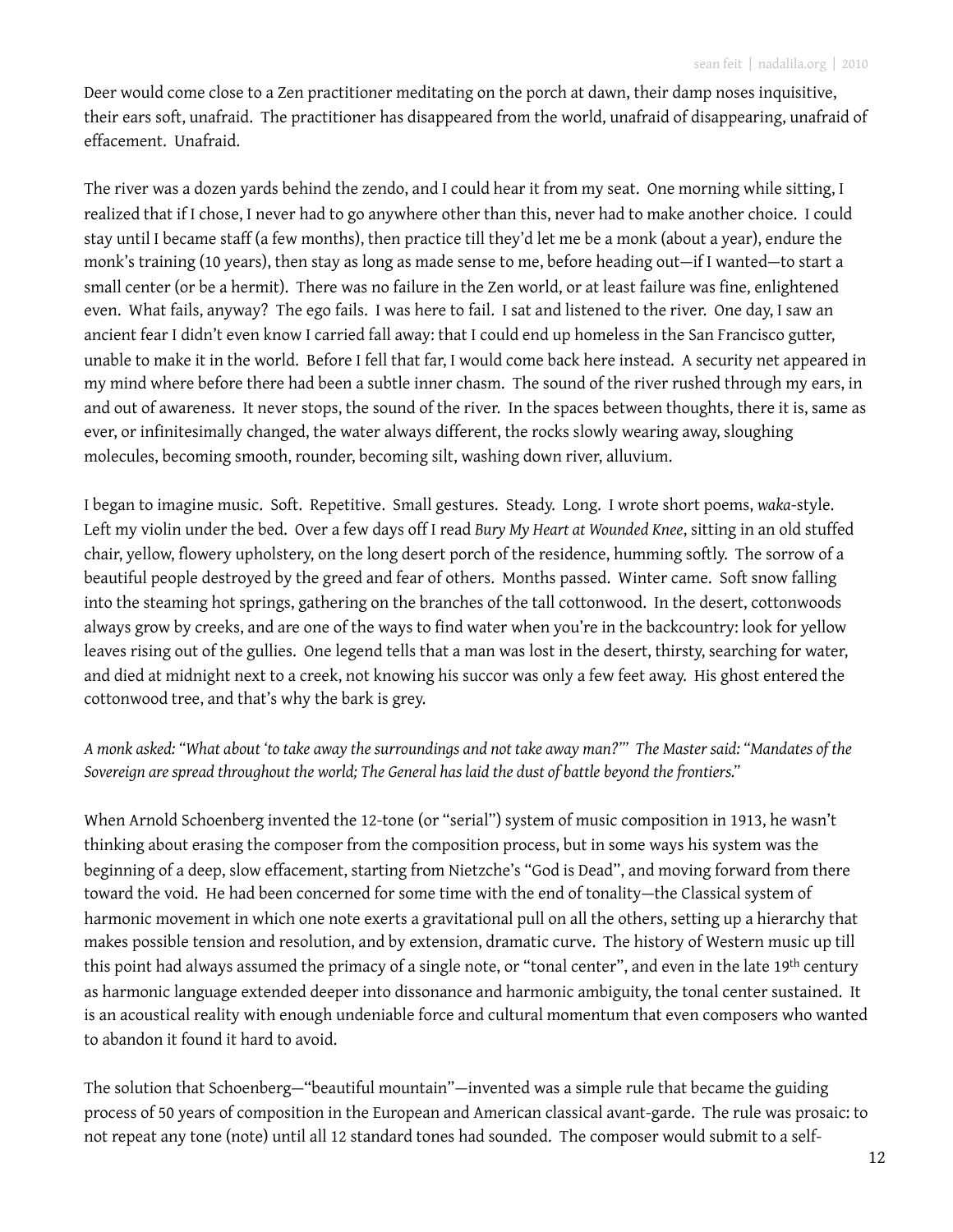Deer would come close to a Zen practitioner meditating on the porch at dawn, their damp noses inquisitive, their ears soft, unafraid. The practitioner has disappeared from the world, unafraid of disappearing, unafraid of effacement. Unafraid.

The river was a dozen yards behind the zendo, and I could hear it from my seat. One morning while sitting, I realized that if I chose, I never had to go anywhere other than this, never had to make another choice. I could stay until I became staff (a few months), then practice till they'd let me be a monk (about a year), endure the monk's training (10 years), then stay as long as made sense to me, before heading out—if I wanted—to start a small center (or be a hermit). There was no failure in the Zen world, or at least failure was fine, enlightened even. What fails, anyway? The ego fails. I was here to fail. I sat and listened to the river. One day, I saw an ancient fear I didn't even know I carried fall away: that I could end up homeless in the San Francisco gutter, unable to make it in the world. Before I fell that far, I would come back here instead. A security net appeared in my mind where before there had been a subtle inner chasm. The sound of the river rushed through my ears, in and out of awareness. It never stops, the sound of the river. In the spaces between thoughts, there it is, same as ever, or infinitesimally changed, the water always different, the rocks slowly wearing away, sloughing molecules, becoming smooth, rounder, becoming silt, washing down river, alluvium.

I began to imagine music. Soft. Repetitive. Small gestures. Steady. Long. I wrote short poems, *waka*-style. Left my violin under the bed. Over a few days off I read *Bury My Heart at Wounded Knee*, sitting in an old stuffed chair, yellow, flowery upholstery, on the long desert porch of the residence, humming softly. The sorrow of a beautiful people destroyed by the greed and fear of others. Months passed. Winter came. Soft snow falling into the steaming hot springs, gathering on the branches of the tall cottonwood. In the desert, cottonwoods always grow by creeks, and are one of the ways to find water when you're in the backcountry: look for yellow leaves rising out of the gullies. One legend tells that a man was lost in the desert, thirsty, searching for water, and died at midnight next to a creek, not knowing his succor was only a few feet away. His ghost entered the cottonwood tree, and that's why the bark is grey.

*A monk asked: "What about 'to take away the surroundings and not take away man?'" The Master said: "Mandates of the Sovereign are spread throughout the world; The General has laid the dust of battle beyond the frontiers."*

When Arnold Schoenberg invented the 12-tone (or "serial") system of music composition in 1913, he wasn't thinking about erasing the composer from the composition process, but in some ways his system was the beginning of a deep, slow effacement, starting from Nietzche's "God is Dead", and moving forward from there toward the void. He had been concerned for some time with the end of tonality—the Classical system of harmonic movement in which one note exerts a gravitational pull on all the others, setting up a hierarchy that makes possible tension and resolution, and by extension, dramatic curve. The history of Western music up till this point had always assumed the primacy of a single note, or "tonal center", and even in the late 19th century as harmonic language extended deeper into dissonance and harmonic ambiguity, the tonal center sustained. It is an acoustical reality with enough undeniable force and cultural momentum that even composers who wanted to abandon it found it hard to avoid.

The solution that Schoenberg—"beautiful mountain"—invented was a simple rule that became the guiding process of 50 years of composition in the European and American classical avant-garde. The rule was prosaic: to not repeat any tone (note) until all 12 standard tones had sounded. The composer would submit to a self-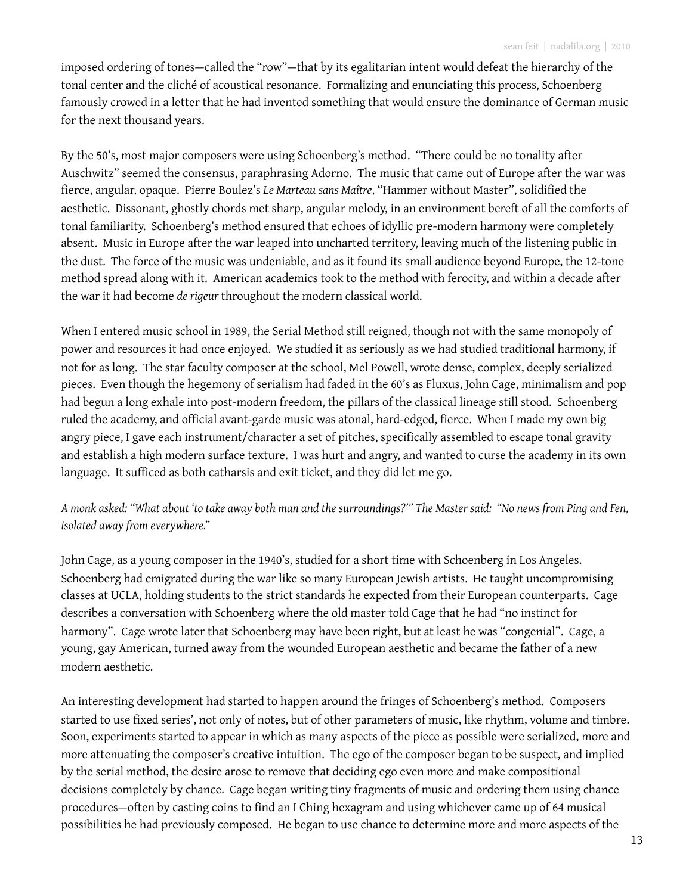imposed ordering of tones—called the "row"—that by its egalitarian intent would defeat the hierarchy of the tonal center and the cliché of acoustical resonance. Formalizing and enunciating this process, Schoenberg famously crowed in a letter that he had invented something that would ensure the dominance of German music for the next thousand years.

By the 50's, most major composers were using Schoenberg's method. "There could be no tonality after Auschwitz" seemed the consensus, paraphrasing Adorno. The music that came out of Europe after the war was fierce, angular, opaque. Pierre Boulez's *Le Marteau sans Maître*, "Hammer without Master", solidified the aesthetic. Dissonant, ghostly chords met sharp, angular melody, in an environment bereft of all the comforts of tonal familiarity. Schoenberg's method ensured that echoes of idyllic pre-modern harmony were completely absent. Music in Europe after the war leaped into uncharted territory, leaving much of the listening public in the dust. The force of the music was undeniable, and as it found its small audience beyond Europe, the 12-tone method spread along with it. American academics took to the method with ferocity, and within a decade after the war it had become *de rigeur* throughout the modern classical world.

When I entered music school in 1989, the Serial Method still reigned, though not with the same monopoly of power and resources it had once enjoyed. We studied it as seriously as we had studied traditional harmony, if not for as long. The star faculty composer at the school, Mel Powell, wrote dense, complex, deeply serialized pieces. Even though the hegemony of serialism had faded in the 60's as Fluxus, John Cage, minimalism and pop had begun a long exhale into post-modern freedom, the pillars of the classical lineage still stood. Schoenberg ruled the academy, and official avant-garde music was atonal, hard-edged, fierce. When I made my own big angry piece, I gave each instrument/character a set of pitches, specifically assembled to escape tonal gravity and establish a high modern surface texture. I was hurt and angry, and wanted to curse the academy in its own language. It sufficed as both catharsis and exit ticket, and they did let me go.

*A monk asked: "What about 'to take away both man and the surroundings?'" The Master said: "No news from Ping and Fen, isolated away from everywhere."*

John Cage, as a young composer in the 1940's, studied for a short time with Schoenberg in Los Angeles. Schoenberg had emigrated during the war like so many European Jewish artists. He taught uncompromising classes at UCLA, holding students to the strict standards he expected from their European counterparts. Cage describes a conversation with Schoenberg where the old master told Cage that he had "no instinct for harmony". Cage wrote later that Schoenberg may have been right, but at least he was "congenial". Cage, a young, gay American, turned away from the wounded European aesthetic and became the father of a new modern aesthetic.

An interesting development had started to happen around the fringes of Schoenberg's method. Composers started to use fixed series', not only of notes, but of other parameters of music, like rhythm, volume and timbre. Soon, experiments started to appear in which as many aspects of the piece as possible were serialized, more and more attenuating the composer's creative intuition. The ego of the composer began to be suspect, and implied by the serial method, the desire arose to remove that deciding ego even more and make compositional decisions completely by chance. Cage began writing tiny fragments of music and ordering them using chance procedures—often by casting coins to find an I Ching hexagram and using whichever came up of 64 musical possibilities he had previously composed. He began to use chance to determine more and more aspects of the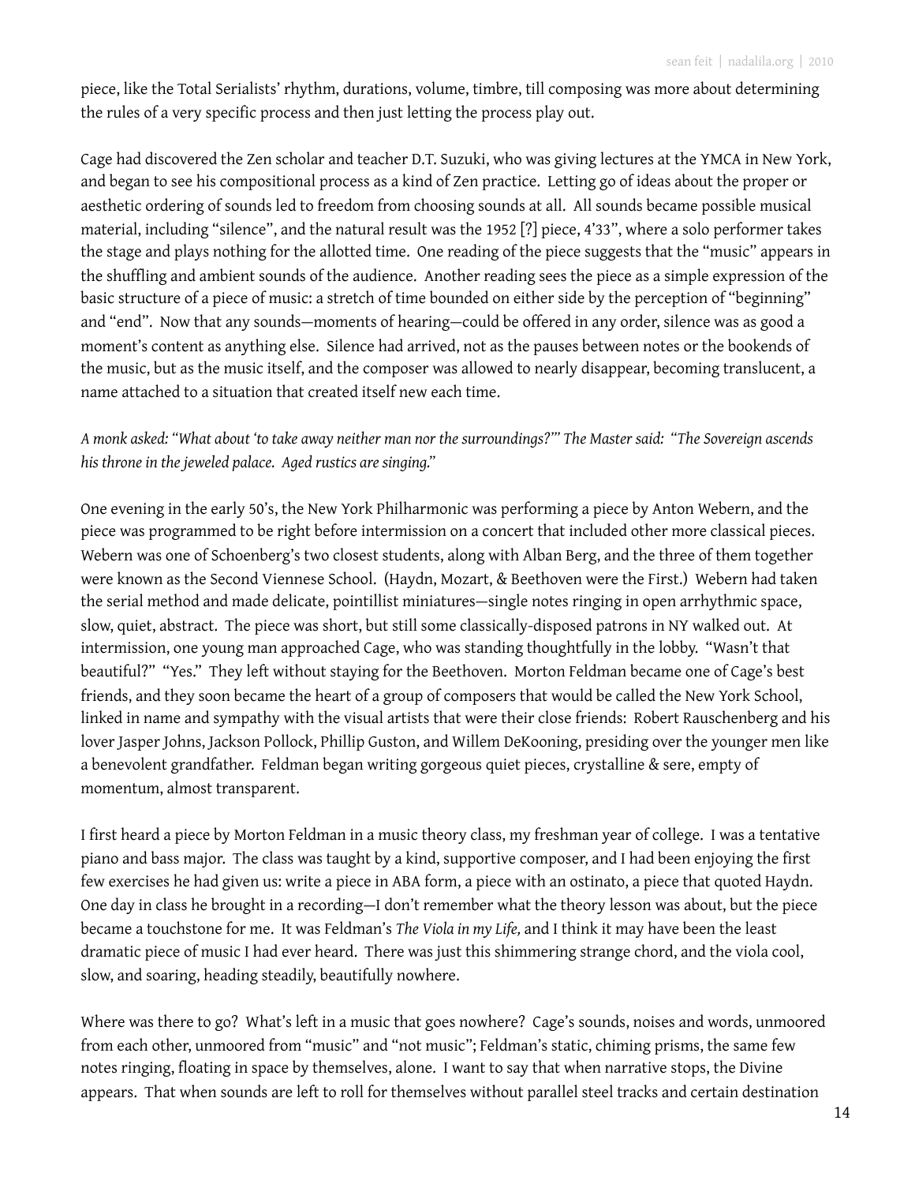piece, like the Total Serialists' rhythm, durations, volume, timbre, till composing was more about determining the rules of a very specific process and then just letting the process play out.

Cage had discovered the Zen scholar and teacher D.T. Suzuki, who was giving lectures at the YMCA in New York, and began to see his compositional process as a kind of Zen practice. Letting go of ideas about the proper or aesthetic ordering of sounds led to freedom from choosing sounds at all. All sounds became possible musical material, including "silence", and the natural result was the 1952 [?] piece, 4'33", where a solo performer takes the stage and plays nothing for the allotted time. One reading of the piece suggests that the "music" appears in the shuffling and ambient sounds of the audience. Another reading sees the piece as a simple expression of the basic structure of a piece of music: a stretch of time bounded on either side by the perception of "beginning" and "end". Now that any sounds—moments of hearing—could be offered in any order, silence was as good a moment's content as anything else. Silence had arrived, not as the pauses between notes or the bookends of the music, but as the music itself, and the composer was allowed to nearly disappear, becoming translucent, a name attached to a situation that created itself new each time.

*A monk asked: "What about 'to take away neither man nor the surroundings?'" The Master said: "The Sovereign ascends his throne in the jeweled palace. Aged rustics are singing."*

One evening in the early 50's, the New York Philharmonic was performing a piece by Anton Webern, and the piece was programmed to be right before intermission on a concert that included other more classical pieces. Webern was one of Schoenberg's two closest students, along with Alban Berg, and the three of them together were known as the Second Viennese School. (Haydn, Mozart, & Beethoven were the First.) Webern had taken the serial method and made delicate, pointillist miniatures—single notes ringing in open arrhythmic space, slow, quiet, abstract. The piece was short, but still some classically-disposed patrons in NY walked out. At intermission, one young man approached Cage, who was standing thoughtfully in the lobby. "Wasn't that beautiful?" "Yes." They left without staying for the Beethoven. Morton Feldman became one of Cage's best friends, and they soon became the heart of a group of composers that would be called the New York School, linked in name and sympathy with the visual artists that were their close friends: Robert Rauschenberg and his lover Jasper Johns, Jackson Pollock, Phillip Guston, and Willem DeKooning, presiding over the younger men like a benevolent grandfather. Feldman began writing gorgeous quiet pieces, crystalline & sere, empty of momentum, almost transparent.

I first heard a piece by Morton Feldman in a music theory class, my freshman year of college. I was a tentative piano and bass major. The class was taught by a kind, supportive composer, and I had been enjoying the first few exercises he had given us: write a piece in ABA form, a piece with an ostinato, a piece that quoted Haydn. One day in class he brought in a recording—I don't remember what the theory lesson was about, but the piece became a touchstone for me. It was Feldman's *The Viola in my Life,* and I think it may have been the least dramatic piece of music I had ever heard. There was just this shimmering strange chord, and the viola cool, slow, and soaring, heading steadily, beautifully nowhere.

Where was there to go? What's left in a music that goes nowhere? Cage's sounds, noises and words, unmoored from each other, unmoored from "music" and "not music"; Feldman's static, chiming prisms, the same few notes ringing, floating in space by themselves, alone. I want to say that when narrative stops, the Divine appears. That when sounds are left to roll for themselves without parallel steel tracks and certain destination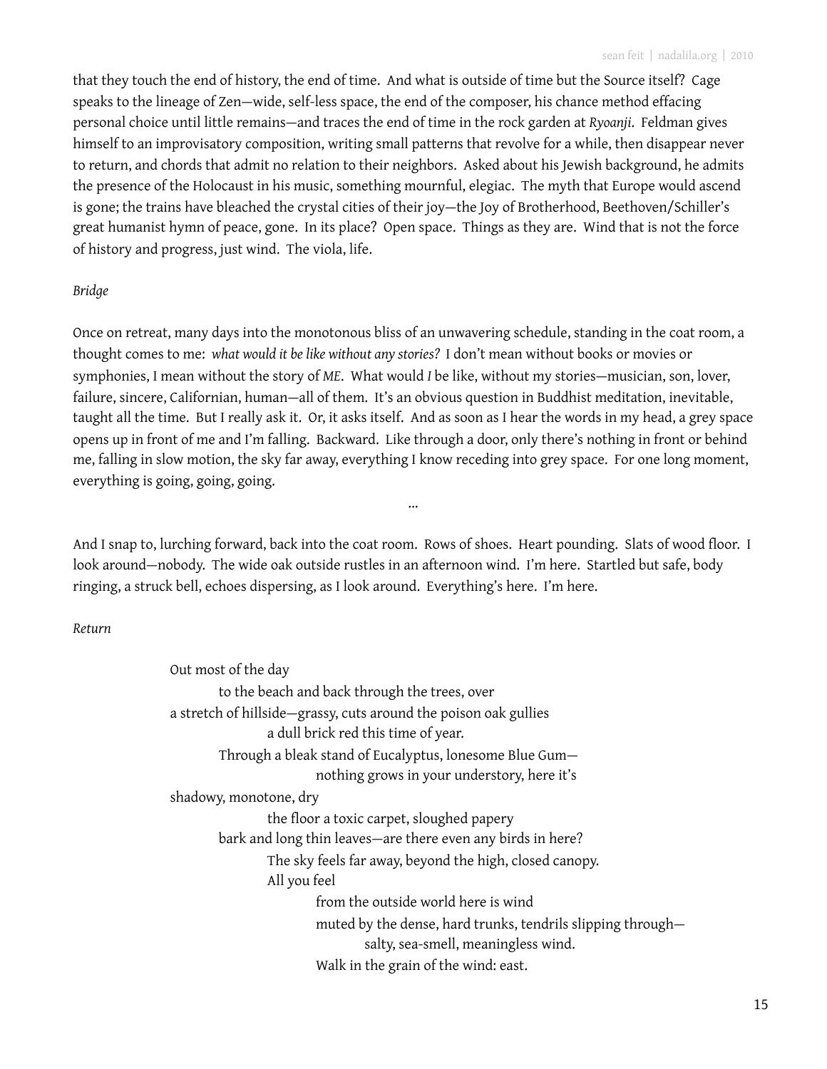that they touch the end of history, the end of time. And what is outside of time but the Source itself? Cage speaks to the lineage of Zen—wide, self-less space, the end of the composer, his chance method effacing personal choice until little remains—and traces the end of time in the rock garden at *Ryoanji*. Feldman gives himself to an improvisatory composition, writing small patterns that revolve for a while, then disappear never to return, and chords that admit no relation to their neighbors. Asked about his Jewish background, he admits the presence of the Holocaust in his music, something mournful, elegiac. The myth that Europe would ascend is gone; the trains have bleached the crystal cities of their joy—the Joy of Brotherhood, Beethoven/Schiller's great humanist hymn of peace, gone. In its place? Open space. Things as they are. Wind that is not the force of history and progress, just wind. The viola, life.

*Bridge*

Once on retreat, many days into the monotonous bliss of an unwavering schedule, standing in the coat room, a thought comes to me: *what would it be like without any stories?* I don't mean without books or movies or symphonies, I mean without the story of *ME*. What would *I* be like, without my stories—musician, son, lover, failure, sincere, Californian, human—all of them. It's an obvious question in Buddhist meditation, inevitable, taught all the time. But I really ask it. Or, it asks itself. And as soon as I hear the words in my head, a grey space opens up in front of me and I'm falling. Backward. Like through a door, only there's nothing in front or behind me, falling in slow motion, the sky far away, everything I know receding into grey space. For one long moment, everything is going, going, going.

...

And I snap to, lurching forward, back into the coat room. Rows of shoes. Heart pounding. Slats of wood floor. I look around—nobody. The wide oak outside rustles in an afternoon wind. I'm here. Startled but safe, body ringing, a struck bell, echoes dispersing, as I look around. Everything's here. I'm here.

*Return*

Out most of the day  
&nbsp;&nbsp;&nbsp;&nbsp;&nbsp;&nbsp;&nbsp;&nbsp;to the beach and back through the trees, over  
a stretch of hillside—grassy, cuts around the poison oak gullies  
&nbsp;&nbsp;&nbsp;&nbsp;&nbsp;&nbsp;&nbsp;&nbsp;&nbsp;&nbsp;&nbsp;&nbsp;&nbsp;&nbsp;&nbsp;&nbsp;a dull brick red this time of year.  
&nbsp;&nbsp;&nbsp;&nbsp;&nbsp;&nbsp;&nbsp;&nbsp;Through a bleak stand of Eucalyptus, lonesome Blue Gum—  
&nbsp;&nbsp;&nbsp;&nbsp;&nbsp;&nbsp;&nbsp;&nbsp;&nbsp;&nbsp;&nbsp;&nbsp;&nbsp;&nbsp;&nbsp;&nbsp;&nbsp;&nbsp;&nbsp;&nbsp;&nbsp;&nbsp;&nbsp;&nbsp;nothing grows in your understory, here it's  
shadowy, monotone, dry  
&nbsp;&nbsp;&nbsp;&nbsp;&nbsp;&nbsp;&nbsp;&nbsp;&nbsp;&nbsp;&nbsp;&nbsp;&nbsp;&nbsp;&nbsp;&nbsp;the floor a toxic carpet, sloughed papery  
&nbsp;&nbsp;&nbsp;&nbsp;&nbsp;&nbsp;&nbsp;&nbsp;bark and long thin leaves—are there even any birds in here?  
&nbsp;&nbsp;&nbsp;&nbsp;&nbsp;&nbsp;&nbsp;&nbsp;&nbsp;&nbsp;&nbsp;&nbsp;&nbsp;&nbsp;&nbsp;&nbsp;The sky feels far away, beyond the high, closed canopy.  
&nbsp;&nbsp;&nbsp;&nbsp;&nbsp;&nbsp;&nbsp;&nbsp;&nbsp;&nbsp;&nbsp;&nbsp;&nbsp;&nbsp;&nbsp;&nbsp;All you feel  
&nbsp;&nbsp;&nbsp;&nbsp;&nbsp;&nbsp;&nbsp;&nbsp;&nbsp;&nbsp;&nbsp;&nbsp;&nbsp;&nbsp;&nbsp;&nbsp;&nbsp;&nbsp;&nbsp;&nbsp;&nbsp;&nbsp;&nbsp;&nbsp;from the outside world here is wind  
&nbsp;&nbsp;&nbsp;&nbsp;&nbsp;&nbsp;&nbsp;&nbsp;&nbsp;&nbsp;&nbsp;&nbsp;&nbsp;&nbsp;&nbsp;&nbsp;&nbsp;&nbsp;&nbsp;&nbsp;&nbsp;&nbsp;&nbsp;&nbsp;muted by the dense, hard trunks, tendrils slipping through—  
&nbsp;&nbsp;&nbsp;&nbsp;&nbsp;&nbsp;&nbsp;&nbsp;&nbsp;&nbsp;&nbsp;&nbsp;&nbsp;&nbsp;&nbsp;&nbsp;&nbsp;&nbsp;&nbsp;&nbsp;&nbsp;&nbsp;&nbsp;&nbsp;&nbsp;&nbsp;&nbsp;&nbsp;&nbsp;&nbsp;&nbsp;&nbsp;salty, sea-smell, meaningless wind.  
&nbsp;&nbsp;&nbsp;&nbsp;&nbsp;&nbsp;&nbsp;&nbsp;&nbsp;&nbsp;&nbsp;&nbsp;&nbsp;&nbsp;&nbsp;&nbsp;&nbsp;&nbsp;&nbsp;&nbsp;&nbsp;&nbsp;&nbsp;&nbsp;Walk in the grain of the wind: east.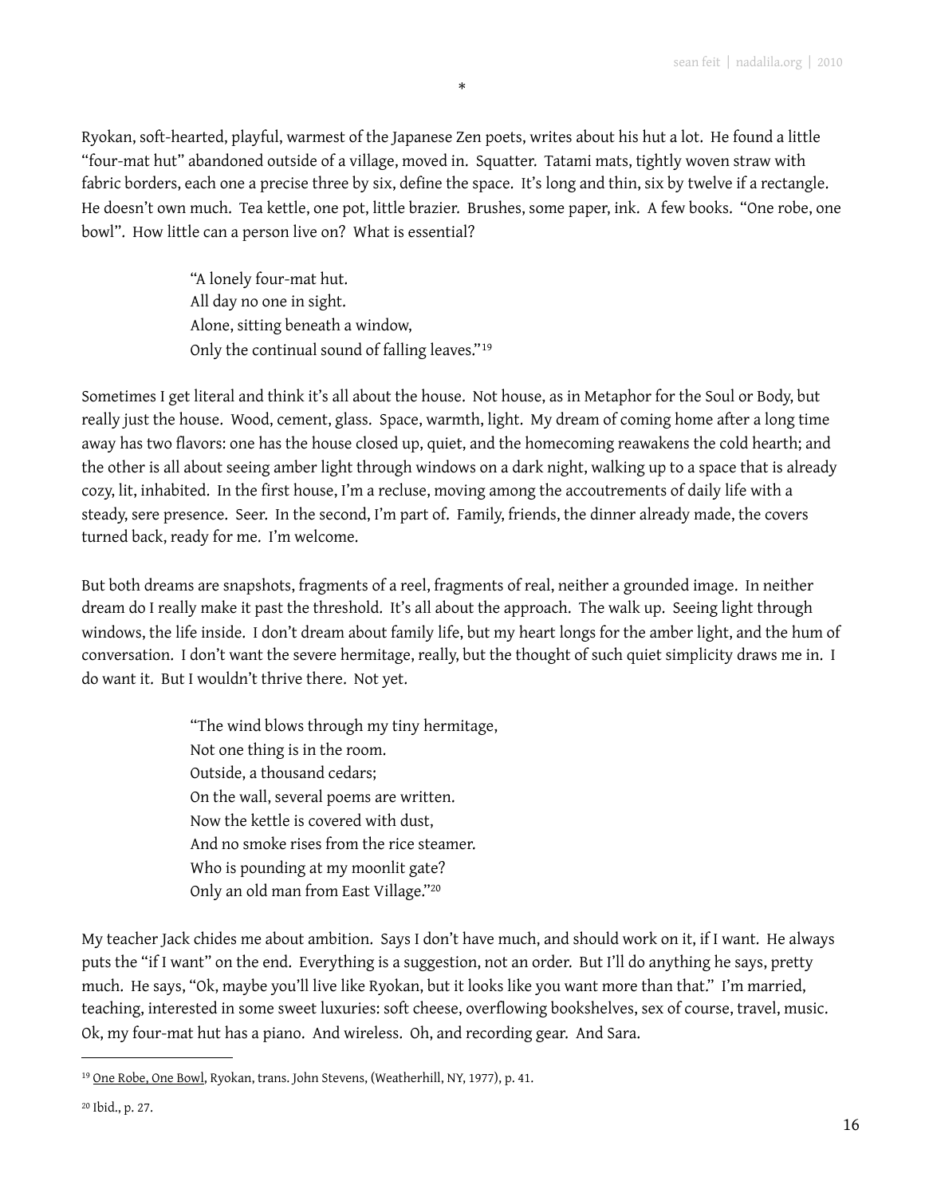*

Ryokan, soft-hearted, playful, warmest of the Japanese Zen poets, writes about his hut a lot. He found a little "four-mat hut" abandoned outside of a village, moved in. Squatter. Tatami mats, tightly woven straw with fabric borders, each one a precise three by six, define the space. It's long and thin, six by twelve if a rectangle. He doesn't own much. Tea kettle, one pot, little brazier. Brushes, some paper, ink. A few books. "One robe, one bowl". How little can a person live on? What is essential?

> "A lonely four-mat hut.
> All day no one in sight.
> Alone, sitting beneath a window,
> Only the continual sound of falling leaves."[19]

Sometimes I get literal and think it's all about the house. Not house, as in Metaphor for the Soul or Body, but really just the house. Wood, cement, glass. Space, warmth, light. My dream of coming home after a long time away has two flavors: one has the house closed up, quiet, and the homecoming reawakens the cold hearth; and the other is all about seeing amber light through windows on a dark night, walking up to a space that is already cozy, lit, inhabited. In the first house, I'm a recluse, moving among the accoutrements of daily life with a steady, sere presence. Seer. In the second, I'm part of. Family, friends, the dinner already made, the covers turned back, ready for me. I'm welcome.

But both dreams are snapshots, fragments of a reel, fragments of real, neither a grounded image. In neither dream do I really make it past the threshold. It's all about the approach. The walk up. Seeing light through windows, the life inside. I don't dream about family life, but my heart longs for the amber light, and the hum of conversation. I don't want the severe hermitage, really, but the thought of such quiet simplicity draws me in. I do want it. But I wouldn't thrive there. Not yet.

> "The wind blows through my tiny hermitage,
> Not one thing is in the room.
> Outside, a thousand cedars;
> On the wall, several poems are written.
> Now the kettle is covered with dust,
> And no smoke rises from the rice steamer.
> Who is pounding at my moonlit gate?
> Only an old man from East Village."[20]

My teacher Jack chides me about ambition. Says I don't have much, and should work on it, if I want. He always puts the "if I want" on the end. Everything is a suggestion, not an order. But I'll do anything he says, pretty much. He says, "Ok, maybe you'll live like Ryokan, but it looks like you want more than that." I'm married, teaching, interested in some sweet luxuries: soft cheese, overflowing bookshelves, sex of course, travel, music. Ok, my four-mat hut has a piano. And wireless. Oh, and recording gear. And Sara.

---

[19] One Robe, One Bowl, Ryokan, trans. John Stevens, (Weatherhill, NY, 1977), p. 41.

[20] Ibid., p. 27.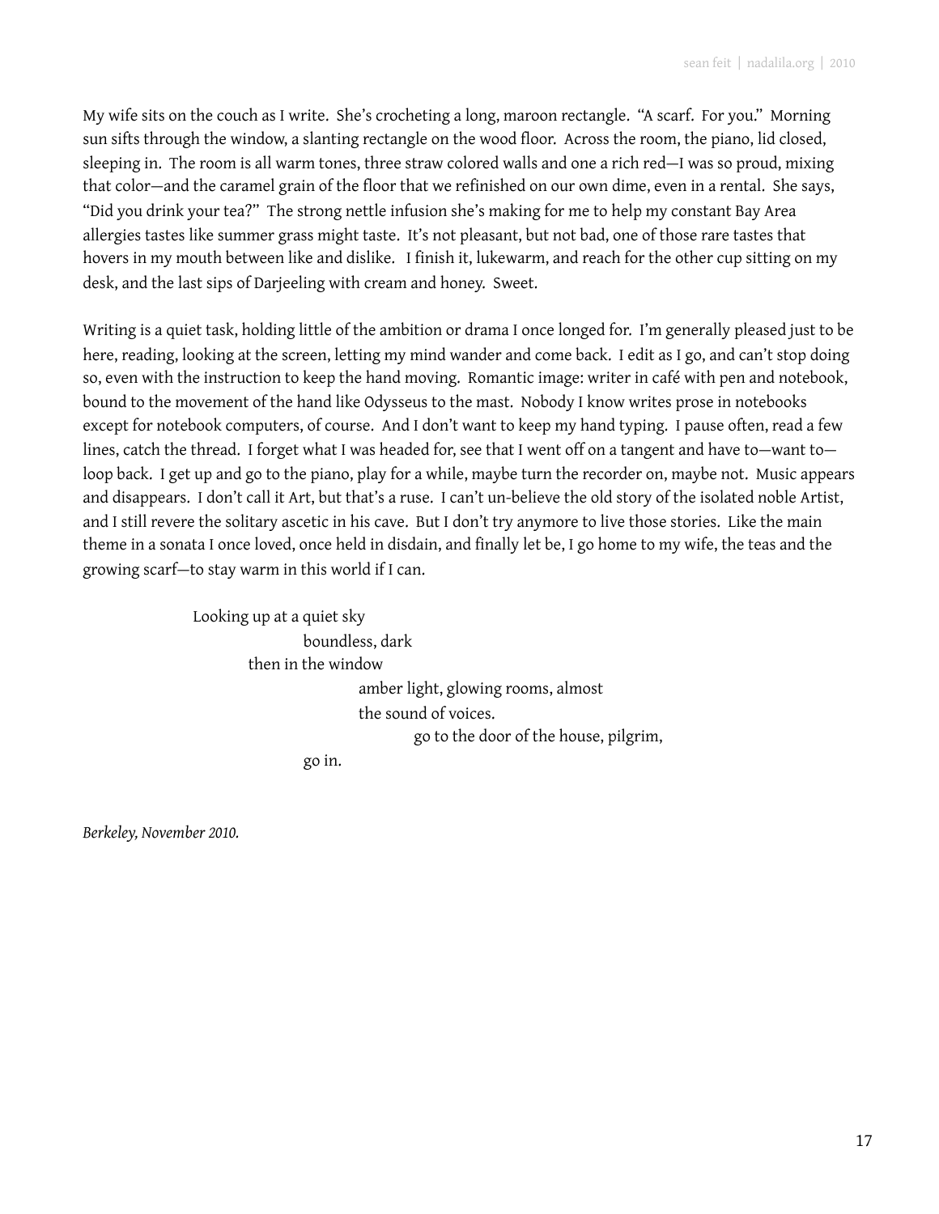My wife sits on the couch as I write. She's crocheting a long, maroon rectangle. "A scarf. For you." Morning sun sifts through the window, a slanting rectangle on the wood floor. Across the room, the piano, lid closed, sleeping in. The room is all warm tones, three straw colored walls and one a rich red—I was so proud, mixing that color—and the caramel grain of the floor that we refinished on our own dime, even in a rental. She says, "Did you drink your tea?" The strong nettle infusion she's making for me to help my constant Bay Area allergies tastes like summer grass might taste. It's not pleasant, but not bad, one of those rare tastes that hovers in my mouth between like and dislike. I finish it, lukewarm, and reach for the other cup sitting on my desk, and the last sips of Darjeeling with cream and honey. Sweet.

Writing is a quiet task, holding little of the ambition or drama I once longed for. I'm generally pleased just to be here, reading, looking at the screen, letting my mind wander and come back. I edit as I go, and can't stop doing so, even with the instruction to keep the hand moving. Romantic image: writer in café with pen and notebook, bound to the movement of the hand like Odysseus to the mast. Nobody I know writes prose in notebooks except for notebook computers, of course. And I don't want to keep my hand typing. I pause often, read a few lines, catch the thread. I forget what I was headed for, see that I went off on a tangent and have to—want to—loop back. I get up and go to the piano, play for a while, maybe turn the recorder on, maybe not. Music appears and disappears. I don't call it Art, but that's a ruse. I can't un-believe the old story of the isolated noble Artist, and I still revere the solitary ascetic in his cave. But I don't try anymore to live those stories. Like the main theme in a sonata I once loved, once held in disdain, and finally let be, I go home to my wife, the teas and the growing scarf—to stay warm in this world if I can.

Looking up at a quiet sky
boundless, dark
then in the window
amber light, glowing rooms, almost
the sound of voices.
go to the door of the house, pilgrim,
go in.

*Berkeley, November 2010.*